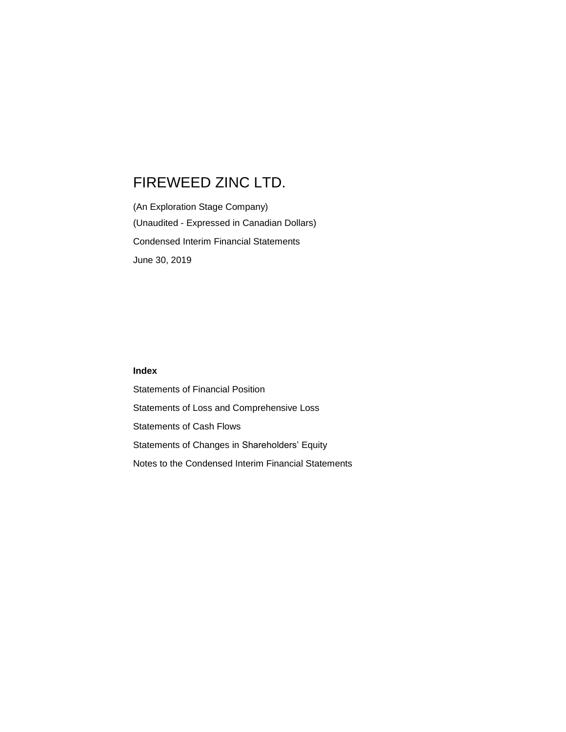# FIREWEED ZINC LTD.

(An Exploration Stage Company)

(Unaudited - Expressed in Canadian Dollars)

Condensed Interim Financial Statements

June 30, 2019

**Index**

Statements of Financial Position

Statements of Loss and Comprehensive Loss

Statements of Cash Flows

Statements of Changes in Shareholders' Equity

Notes to the Condensed Interim Financial Statements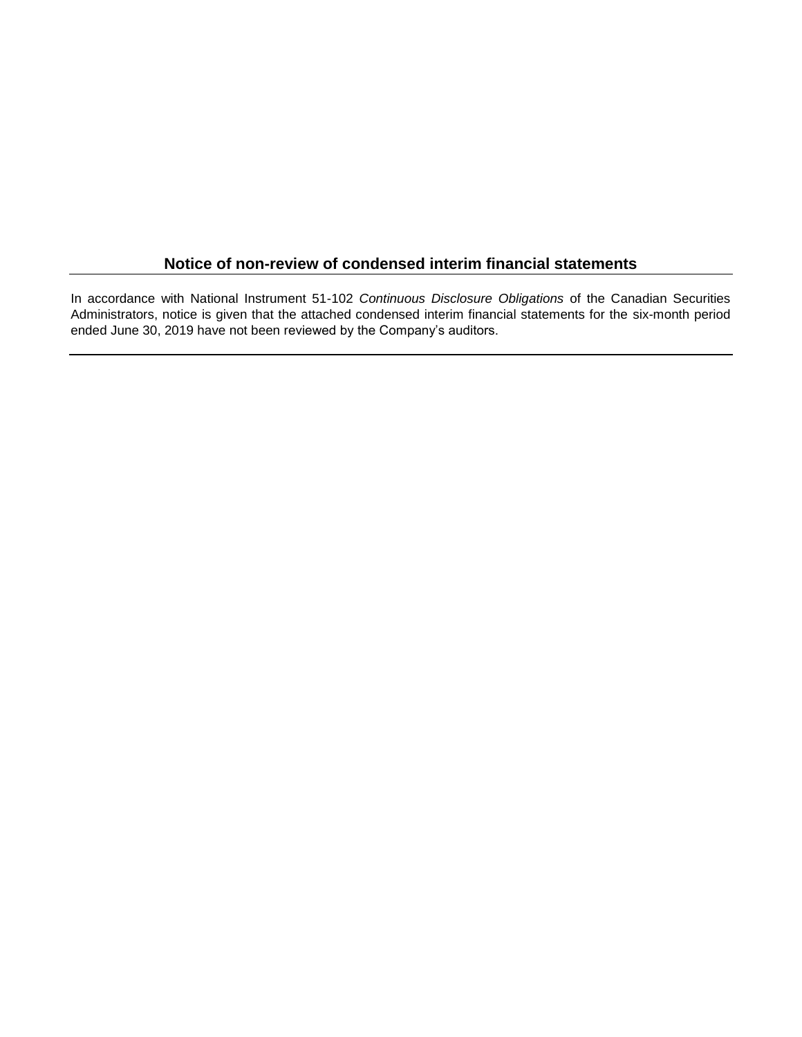## Notice of non-review of condensed interim financial statements

In accordance with National Instrument 51-102 *Continuous Disclosure Obligations* of the Canadian Securities Administrators, notice is given that the attached condensed interim financial statements for the six-month period ended June 30, 2019 have not been reviewed by the Company's auditors.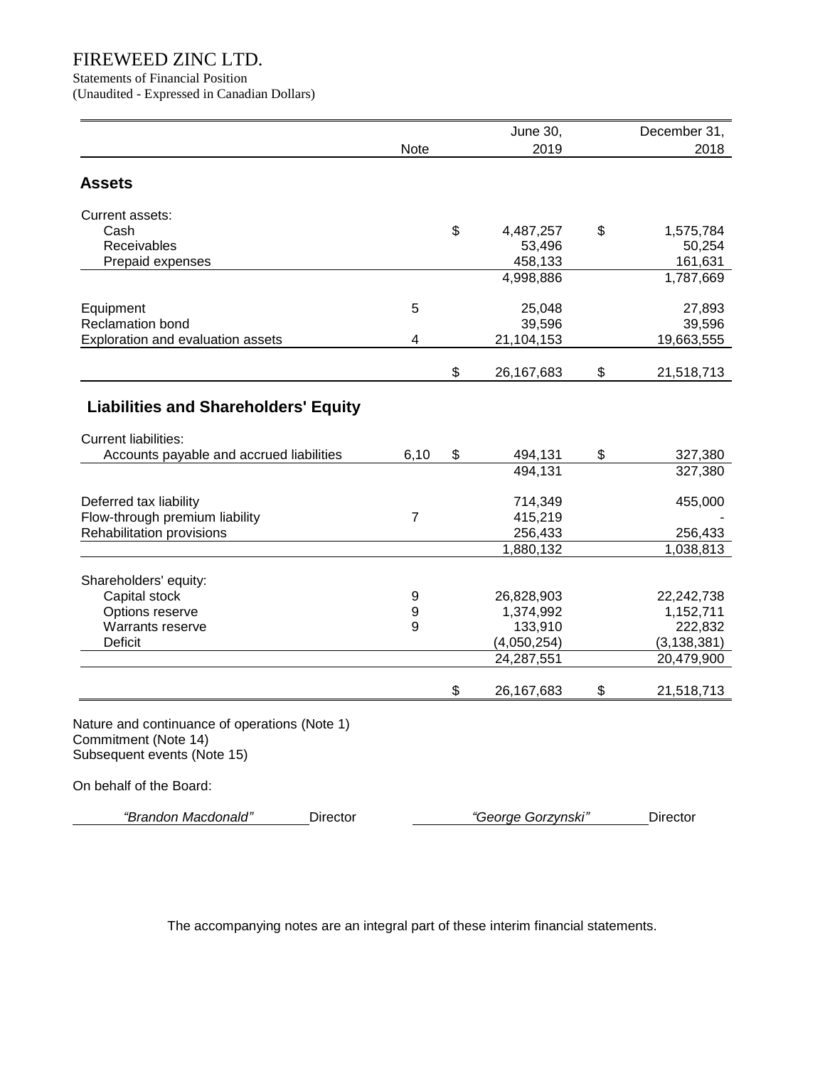# FIREWEED ZINC LTD.

Statements of Financial Position
(Unaudited - Expressed in Canadian Dollars)

| | Note | June 30, 2019 | December 31, 2018 |
|---|---|---|---|
| **Assets** | | | |
| Current assets: | | | |
| Cash | | $ 4,487,257 | $ 1,575,784 |
| Receivables | | 53,496 | 50,254 |
| Prepaid expenses | | 458,133 | 161,631 |
| | | 4,998,886 | 1,787,669 |
| Equipment | 5 | 25,048 | 27,893 |
| Reclamation bond | | 39,596 | 39,596 |
| Exploration and evaluation assets | 4 | 21,104,153 | 19,663,555 |
| | | $ 26,167,683 | $ 21,518,713 |
| **Liabilities and Shareholders' Equity** | | | |
| Current liabilities: | | | |
| Accounts payable and accrued liabilities | 6,10 | $ 494,131 | $ 327,380 |
| | | 494,131 | 327,380 |
| Deferred tax liability | | 714,349 | 455,000 |
| Flow-through premium liability | 7 | 415,219 | - |
| Rehabilitation provisions | | 256,433 | 256,433 |
| | | 1,880,132 | 1,038,813 |
| Shareholders' equity: | | | |
| Capital stock | 9 | 26,828,903 | 22,242,738 |
| Options reserve | 9 | 1,374,992 | 1,152,711 |
| Warrants reserve | 9 | 133,910 | 222,832 |
| Deficit | | (4,050,254) | (3,138,381) |
| | | 24,287,551 | 20,479,900 |
| | | $ 26,167,683 | $ 21,518,713 |

Nature and continuance of operations (Note 1)
Commitment (Note 14)
Subsequent events (Note 15)

On behalf of the Board:

*"Brandon Macdonald"* Director

*"George Gorzynski"* Director

The accompanying notes are an integral part of these interim financial statements.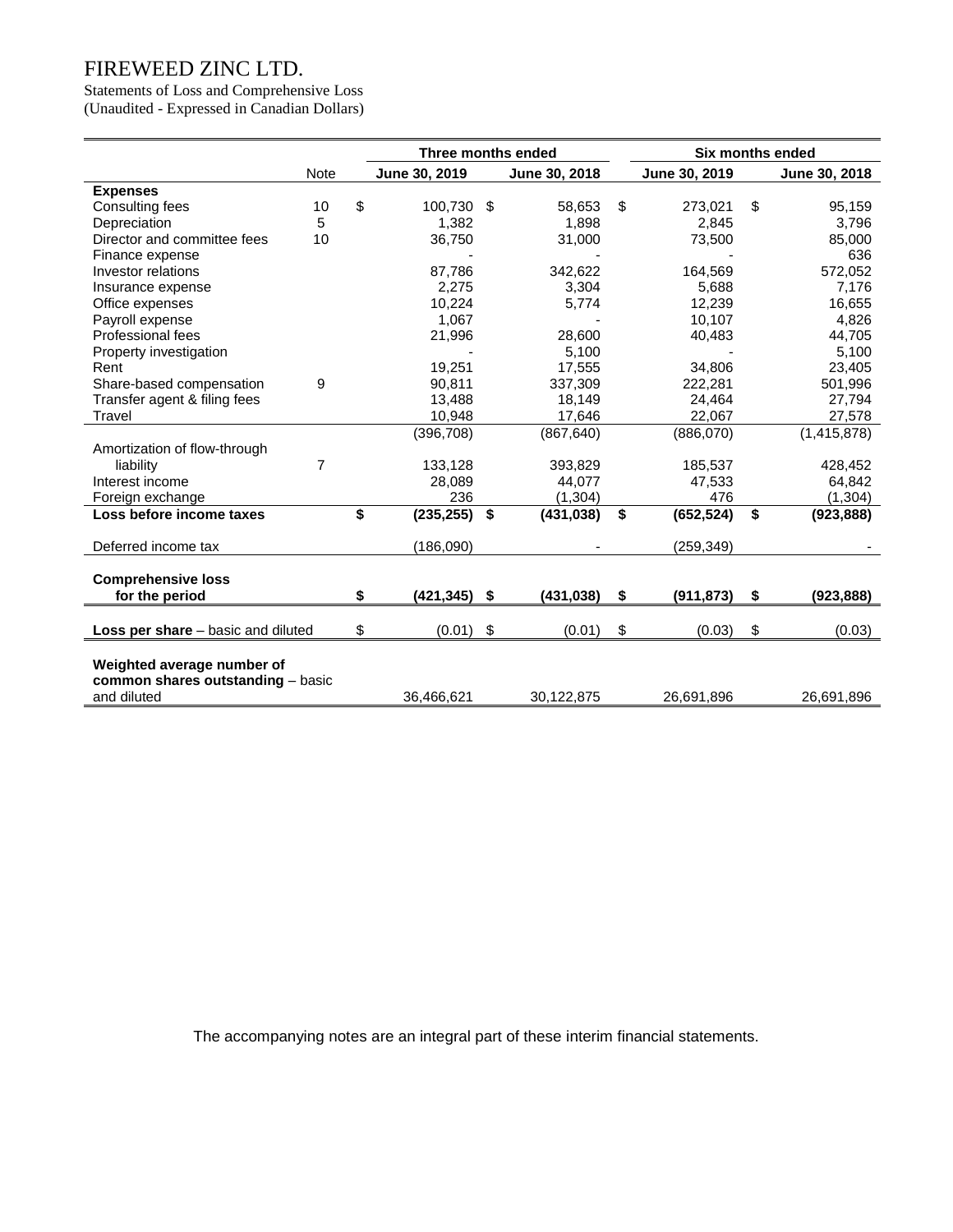# FIREWEED ZINC LTD.

Statements of Loss and Comprehensive Loss
(Unaudited - Expressed in Canadian Dollars)

| | Note | Three months ended | | Six months ended | |
|---|---|---|---|---|---|
| | | June 30, 2019 | June 30, 2018 | June 30, 2019 | June 30, 2018 |
| **Expenses** | | | | | |
| Consulting fees | 10 | $ 100,730 | $ 58,653 | $ 273,021 | $ 95,159 |
| Depreciation | 5 | 1,382 | 1,898 | 2,845 | 3,796 |
| Director and committee fees | 10 | 36,750 | 31,000 | 73,500 | 85,000 |
| Finance expense | | - | - | - | 636 |
| Investor relations | | 87,786 | 342,622 | 164,569 | 572,052 |
| Insurance expense | | 2,275 | 3,304 | 5,688 | 7,176 |
| Office expenses | | 10,224 | 5,774 | 12,239 | 16,655 |
| Payroll expense | | 1,067 | - | 10,107 | 4,826 |
| Professional fees | | 21,996 | 28,600 | 40,483 | 44,705 |
| Property investigation | | - | 5,100 | - | 5,100 |
| Rent | | 19,251 | 17,555 | 34,806 | 23,405 |
| Share-based compensation | 9 | 90,811 | 337,309 | 222,281 | 501,996 |
| Transfer agent & filing fees | | 13,488 | 18,149 | 24,464 | 27,794 |
| Travel | | 10,948 | 17,646 | 22,067 | 27,578 |
| | | (396,708) | (867,640) | (886,070) | (1,415,878) |
| Amortization of flow-through liability | 7 | 133,128 | 393,829 | 185,537 | 428,452 |
| Interest income | | 28,089 | 44,077 | 47,533 | 64,842 |
| Foreign exchange | | 236 | (1,304) | 476 | (1,304) |
| **Loss before income taxes** | | **$ (235,255)** | **$ (431,038)** | **$ (652,524)** | **$ (923,888)** |
| Deferred income tax | | (186,090) | - | (259,349) | - |
| **Comprehensive loss for the period** | | **$ (421,345)** | **$ (431,038)** | **$ (911,873)** | **$ (923,888)** |
| **Loss per share** – basic and diluted | | $ (0.01) | $ (0.01) | $ (0.03) | $ (0.03) |
| **Weighted average number of common shares outstanding** – basic and diluted | | 36,466,621 | 30,122,875 | 26,691,896 | 26,691,896 |

The accompanying notes are an integral part of these interim financial statements.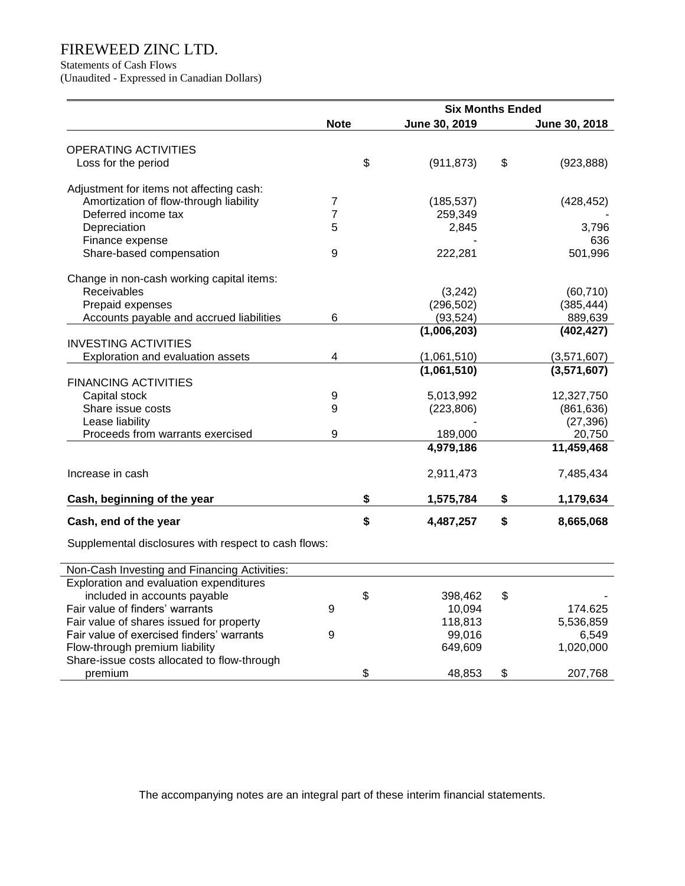# FIREWEED ZINC LTD.

Statements of Cash Flows

(Unaudited - Expressed in Canadian Dollars)

| | Note | Six Months Ended June 30, 2019 | Six Months Ended June 30, 2018 |
|---|---|---|---|
| **OPERATING ACTIVITIES** | | | |
| Loss for the period | | $ (911,873) | $ (923,888) |
| Adjustment for items not affecting cash: | | | |
| Amortization of flow-through liability | 7 | (185,537) | (428,452) |
| Deferred income tax | 7 | 259,349 | - |
| Depreciation | 5 | 2,845 | 3,796 |
| Finance expense | | - | 636 |
| Share-based compensation | 9 | 222,281 | 501,996 |
| Change in non-cash working capital items: | | | |
| Receivables | | (3,242) | (60,710) |
| Prepaid expenses | | (296,502) | (385,444) |
| Accounts payable and accrued liabilities | 6 | (93,524) | 889,639 |
| | | **(1,006,203)** | **(402,427)** |
| **INVESTING ACTIVITIES** | | | |
| Exploration and evaluation assets | 4 | (1,061,510) | (3,571,607) |
| | | **(1,061,510)** | **(3,571,607)** |
| **FINANCING ACTIVITIES** | | | |
| Capital stock | 9 | 5,013,992 | 12,327,750 |
| Share issue costs | 9 | (223,806) | (861,636) |
| Lease liability | | - | (27,396) |
| Proceeds from warrants exercised | 9 | 189,000 | 20,750 |
| | | **4,979,186** | **11,459,468** |
| Increase in cash | | 2,911,473 | 7,485,434 |
| **Cash, beginning of the year** | | **$ 1,575,784** | **$ 1,179,634** |
| **Cash, end of the year** | | **$ 4,487,257** | **$ 8,665,068** |

Supplemental disclosures with respect to cash flows:

| Non-Cash Investing and Financing Activities: | Note | June 30, 2019 | June 30, 2018 |
|---|---|---|---|
| Exploration and evaluation expenditures included in accounts payable | | $ 398,462 | $ - |
| Fair value of finders' warrants | 9 | 10,094 | 174.625 |
| Fair value of shares issued for property | | 118,813 | 5,536,859 |
| Fair value of exercised finders' warrants | 9 | 99,016 | 6,549 |
| Flow-through premium liability | | 649,609 | 1,020,000 |
| Share-issue costs allocated to flow-through premium | | $ 48,853 | $ 207,768 |

The accompanying notes are an integral part of these interim financial statements.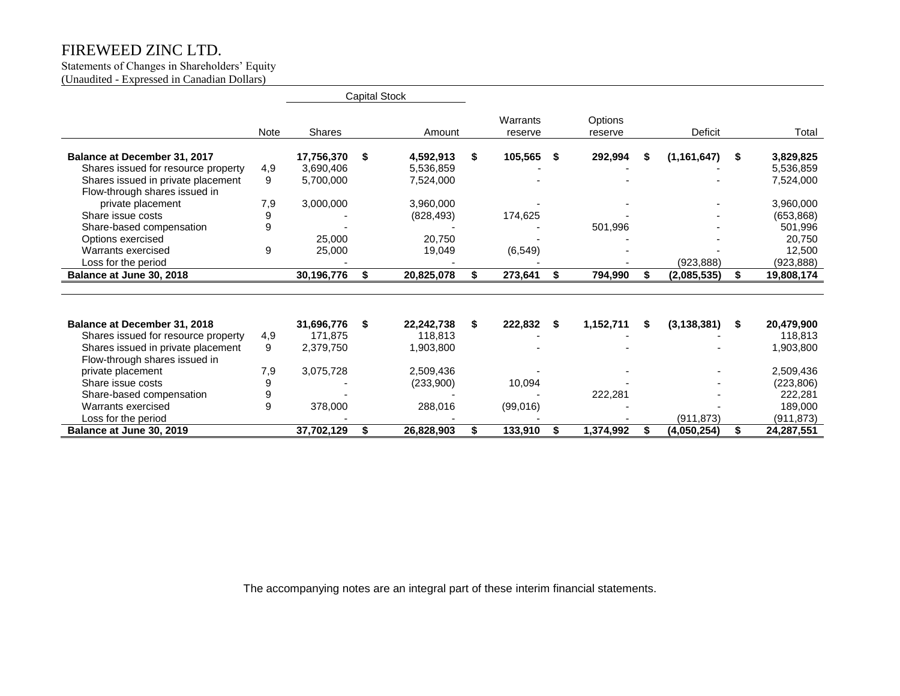# FIREWEED ZINC LTD.

Statements of Changes in Shareholders' Equity
(Unaudited - Expressed in Canadian Dollars)

| | Note | Capital Stock Shares | Capital Stock Amount | Warrants reserve | Options reserve | Deficit | Total |
|---|---|---|---|---|---|---|---|
| **Balance at December 31, 2017** | | **17,756,370** | **$ 4,592,913** | **$ 105,565** | **$ 292,994** | **$ (1,161,647)** | **$ 3,829,825** |
| Shares issued for resource property | 4,9 | 3,690,406 | 5,536,859 | - | - | - | 5,536,859 |
| Shares issued in private placement | 9 | 5,700,000 | 7,524,000 | - | - | - | 7,524,000 |
| Flow-through shares issued in private placement | 7,9 | 3,000,000 | 3,960,000 | - | - | - | 3,960,000 |
| Share issue costs | 9 | - | (828,493) | 174,625 | - | - | (653,868) |
| Share-based compensation | 9 | - | - | - | 501,996 | - | 501,996 |
| Options exercised | | 25,000 | 20,750 | - | - | - | 20,750 |
| Warrants exercised | 9 | 25,000 | 19,049 | (6,549) | - | - | 12,500 |
| Loss for the period | | - | - | - | - | (923,888) | (923,888) |
| **Balance at June 30, 2018** | | **30,196,776** | **$ 20,825,078** | **$ 273,641** | **$ 794,990** | **$ (2,085,535)** | **$ 19,808,174** |
| | | | | | | | |
| **Balance at December 31, 2018** | | **31,696,776** | **$ 22,242,738** | **$ 222,832** | **$ 1,152,711** | **$ (3,138,381)** | **$ 20,479,900** |
| Shares issued for resource property | 4,9 | 171,875 | 118,813 | - | - | - | 118,813 |
| Shares issued in private placement | 9 | 2,379,750 | 1,903,800 | - | - | - | 1,903,800 |
| Flow-through shares issued in private placement | 7,9 | 3,075,728 | 2,509,436 | - | - | - | 2,509,436 |
| Share issue costs | 9 | - | (233,900) | 10,094 | - | - | (223,806) |
| Share-based compensation | 9 | - | - | - | 222,281 | - | 222,281 |
| Warrants exercised | 9 | 378,000 | 288,016 | (99,016) | - | - | 189,000 |
| Loss for the period | | - | - | - | - | (911,873) | (911,873) |
| **Balance at June 30, 2019** | | **37,702,129** | **$ 26,828,903** | **$ 133,910** | **$ 1,374,992** | **$ (4,050,254)** | **$ 24,287,551** |

The accompanying notes are an integral part of these interim financial statements.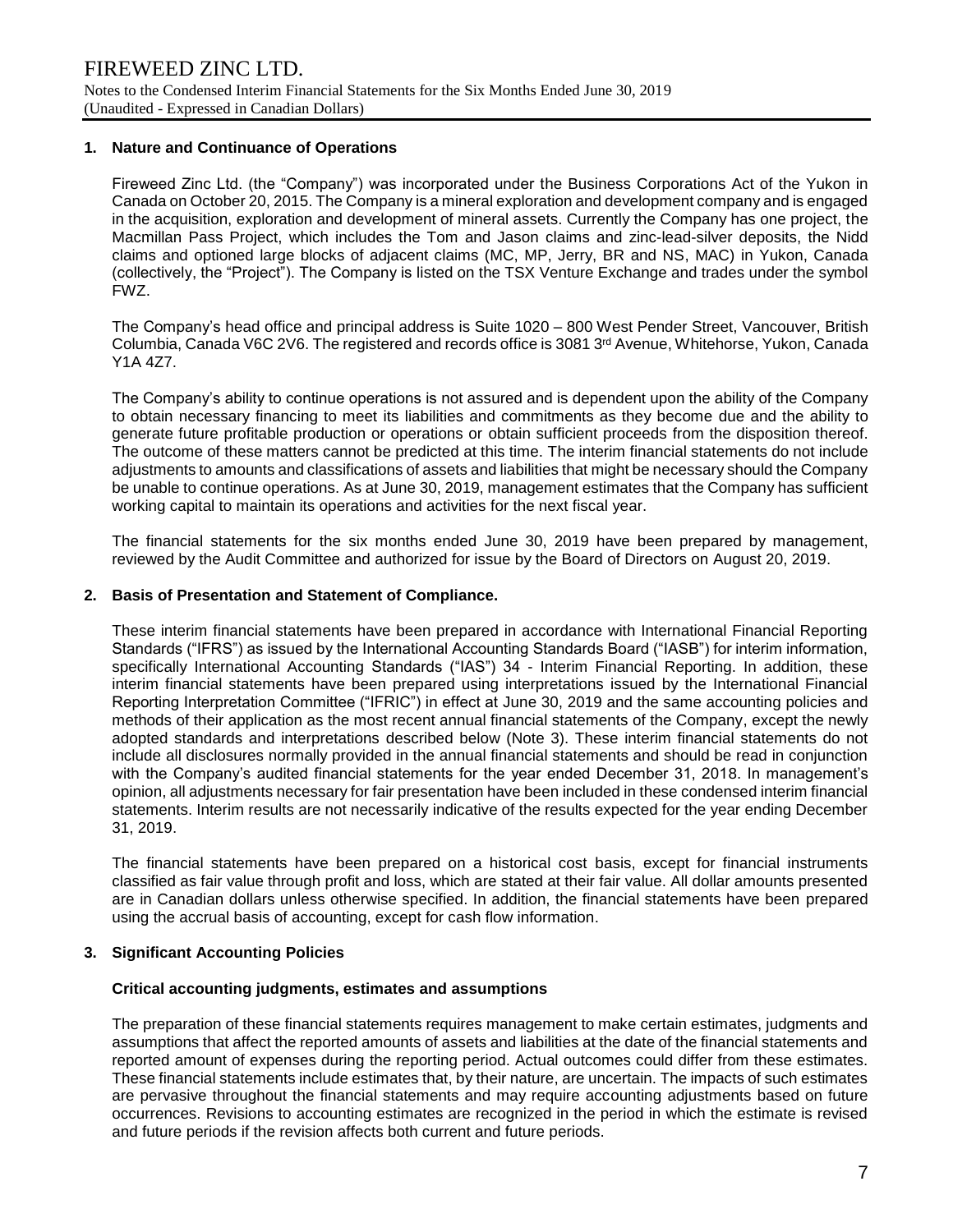## 1. Nature and Continuance of Operations

Fireweed Zinc Ltd. (the "Company") was incorporated under the Business Corporations Act of the Yukon in Canada on October 20, 2015. The Company is a mineral exploration and development company and is engaged in the acquisition, exploration and development of mineral assets. Currently the Company has one project, the Macmillan Pass Project, which includes the Tom and Jason claims and zinc-lead-silver deposits, the Nidd claims and optioned large blocks of adjacent claims (MC, MP, Jerry, BR and NS, MAC) in Yukon, Canada (collectively, the "Project"). The Company is listed on the TSX Venture Exchange and trades under the symbol FWZ.

The Company's head office and principal address is Suite 1020 – 800 West Pender Street, Vancouver, British Columbia, Canada V6C 2V6. The registered and records office is 3081 3rd Avenue, Whitehorse, Yukon, Canada Y1A 4Z7.

The Company's ability to continue operations is not assured and is dependent upon the ability of the Company to obtain necessary financing to meet its liabilities and commitments as they become due and the ability to generate future profitable production or operations or obtain sufficient proceeds from the disposition thereof. The outcome of these matters cannot be predicted at this time. The interim financial statements do not include adjustments to amounts and classifications of assets and liabilities that might be necessary should the Company be unable to continue operations. As at June 30, 2019, management estimates that the Company has sufficient working capital to maintain its operations and activities for the next fiscal year.

The financial statements for the six months ended June 30, 2019 have been prepared by management, reviewed by the Audit Committee and authorized for issue by the Board of Directors on August 20, 2019.

## 2. Basis of Presentation and Statement of Compliance.

These interim financial statements have been prepared in accordance with International Financial Reporting Standards ("IFRS") as issued by the International Accounting Standards Board ("IASB") for interim information, specifically International Accounting Standards ("IAS") 34 - Interim Financial Reporting. In addition, these interim financial statements have been prepared using interpretations issued by the International Financial Reporting Interpretation Committee ("IFRIC") in effect at June 30, 2019 and the same accounting policies and methods of their application as the most recent annual financial statements of the Company, except the newly adopted standards and interpretations described below (Note 3). These interim financial statements do not include all disclosures normally provided in the annual financial statements and should be read in conjunction with the Company's audited financial statements for the year ended December 31, 2018. In management's opinion, all adjustments necessary for fair presentation have been included in these condensed interim financial statements. Interim results are not necessarily indicative of the results expected for the year ending December 31, 2019.

The financial statements have been prepared on a historical cost basis, except for financial instruments classified as fair value through profit and loss, which are stated at their fair value. All dollar amounts presented are in Canadian dollars unless otherwise specified. In addition, the financial statements have been prepared using the accrual basis of accounting, except for cash flow information.

## 3. Significant Accounting Policies

### Critical accounting judgments, estimates and assumptions

The preparation of these financial statements requires management to make certain estimates, judgments and assumptions that affect the reported amounts of assets and liabilities at the date of the financial statements and reported amount of expenses during the reporting period. Actual outcomes could differ from these estimates. These financial statements include estimates that, by their nature, are uncertain. The impacts of such estimates are pervasive throughout the financial statements and may require accounting adjustments based on future occurrences. Revisions to accounting estimates are recognized in the period in which the estimate is revised and future periods if the revision affects both current and future periods.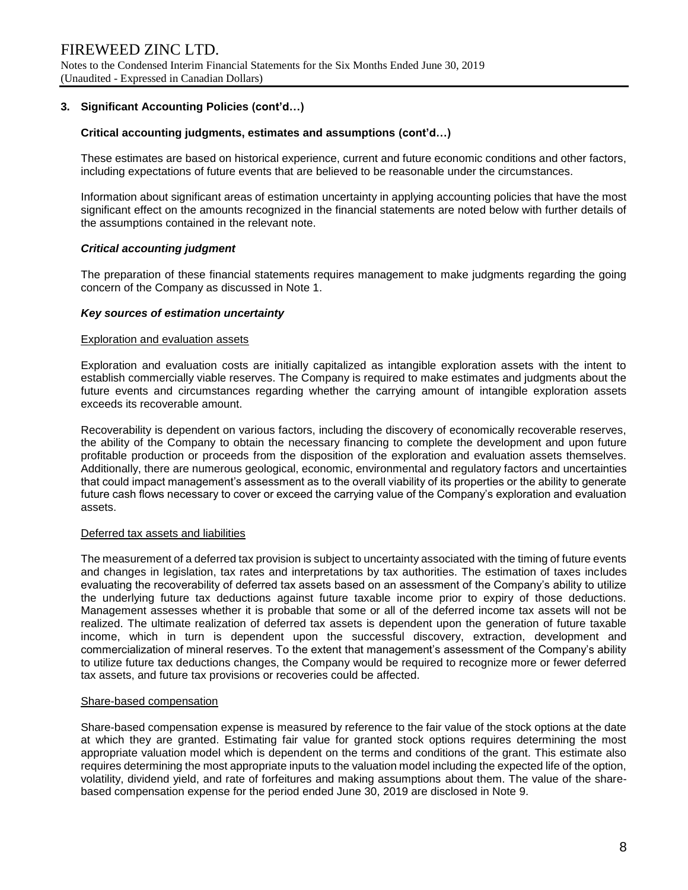## 3. Significant Accounting Policies (cont'd…)

### Critical accounting judgments, estimates and assumptions (cont'd…)

These estimates are based on historical experience, current and future economic conditions and other factors, including expectations of future events that are believed to be reasonable under the circumstances.

Information about significant areas of estimation uncertainty in applying accounting policies that have the most significant effect on the amounts recognized in the financial statements are noted below with further details of the assumptions contained in the relevant note.

***Critical accounting judgment***

The preparation of these financial statements requires management to make judgments regarding the going concern of the Company as discussed in Note 1.

***Key sources of estimation uncertainty***

Exploration and evaluation assets

Exploration and evaluation costs are initially capitalized as intangible exploration assets with the intent to establish commercially viable reserves. The Company is required to make estimates and judgments about the future events and circumstances regarding whether the carrying amount of intangible exploration assets exceeds its recoverable amount.

Recoverability is dependent on various factors, including the discovery of economically recoverable reserves, the ability of the Company to obtain the necessary financing to complete the development and upon future profitable production or proceeds from the disposition of the exploration and evaluation assets themselves. Additionally, there are numerous geological, economic, environmental and regulatory factors and uncertainties that could impact management's assessment as to the overall viability of its properties or the ability to generate future cash flows necessary to cover or exceed the carrying value of the Company's exploration and evaluation assets.

Deferred tax assets and liabilities

The measurement of a deferred tax provision is subject to uncertainty associated with the timing of future events and changes in legislation, tax rates and interpretations by tax authorities. The estimation of taxes includes evaluating the recoverability of deferred tax assets based on an assessment of the Company's ability to utilize the underlying future tax deductions against future taxable income prior to expiry of those deductions. Management assesses whether it is probable that some or all of the deferred income tax assets will not be realized. The ultimate realization of deferred tax assets is dependent upon the generation of future taxable income, which in turn is dependent upon the successful discovery, extraction, development and commercialization of mineral reserves. To the extent that management's assessment of the Company's ability to utilize future tax deductions changes, the Company would be required to recognize more or fewer deferred tax assets, and future tax provisions or recoveries could be affected.

Share-based compensation

Share-based compensation expense is measured by reference to the fair value of the stock options at the date at which they are granted. Estimating fair value for granted stock options requires determining the most appropriate valuation model which is dependent on the terms and conditions of the grant. This estimate also requires determining the most appropriate inputs to the valuation model including the expected life of the option, volatility, dividend yield, and rate of forfeitures and making assumptions about them. The value of the share-based compensation expense for the period ended June 30, 2019 are disclosed in Note 9.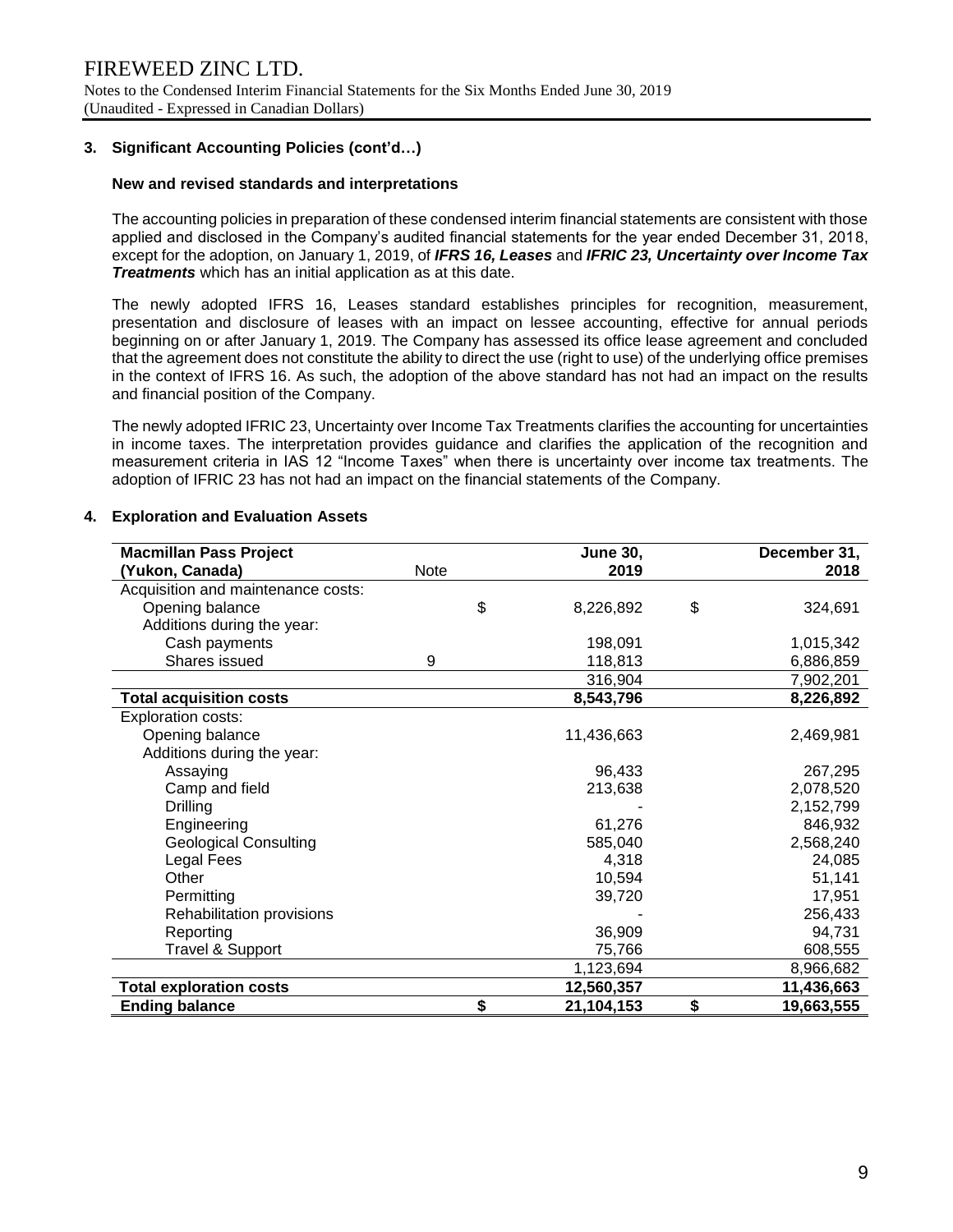### 3. Significant Accounting Policies (cont'd…)

**New and revised standards and interpretations**

The accounting policies in preparation of these condensed interim financial statements are consistent with those applied and disclosed in the Company's audited financial statements for the year ended December 31, 2018, except for the adoption, on January 1, 2019, of ***IFRS 16, Leases*** and ***IFRIC 23, Uncertainty over Income Tax Treatments*** which has an initial application as at this date.

The newly adopted IFRS 16, Leases standard establishes principles for recognition, measurement, presentation and disclosure of leases with an impact on lessee accounting, effective for annual periods beginning on or after January 1, 2019. The Company has assessed its office lease agreement and concluded that the agreement does not constitute the ability to direct the use (right to use) of the underlying office premises in the context of IFRS 16. As such, the adoption of the above standard has not had an impact on the results and financial position of the Company.

The newly adopted IFRIC 23, Uncertainty over Income Tax Treatments clarifies the accounting for uncertainties in income taxes. The interpretation provides guidance and clarifies the application of the recognition and measurement criteria in IAS 12 "Income Taxes" when there is uncertainty over income tax treatments. The adoption of IFRIC 23 has not had an impact on the financial statements of the Company.

### 4. Exploration and Evaluation Assets

| **Macmillan Pass Project (Yukon, Canada)** | Note | **June 30, 2019** | **December 31, 2018** |
|---|---|---|---|
| Acquisition and maintenance costs: | | | |
| Opening balance | | $ 8,226,892 | $ 324,691 |
| Additions during the year: | | | |
| Cash payments | | 198,091 | 1,015,342 |
| Shares issued | 9 | 118,813 | 6,886,859 |
| | | 316,904 | 7,902,201 |
| **Total acquisition costs** | | **8,543,796** | **8,226,892** |
| Exploration costs: | | | |
| Opening balance | | 11,436,663 | 2,469,981 |
| Additions during the year: | | | |
| Assaying | | 96,433 | 267,295 |
| Camp and field | | 213,638 | 2,078,520 |
| Drilling | | - | 2,152,799 |
| Engineering | | 61,276 | 846,932 |
| Geological Consulting | | 585,040 | 2,568,240 |
| Legal Fees | | 4,318 | 24,085 |
| Other | | 10,594 | 51,141 |
| Permitting | | 39,720 | 17,951 |
| Rehabilitation provisions | | - | 256,433 |
| Reporting | | 36,909 | 94,731 |
| Travel & Support | | 75,766 | 608,555 |
| | | 1,123,694 | 8,966,682 |
| **Total exploration costs** | | **12,560,357** | **11,436,663** |
| **Ending balance** | | **$ 21,104,153** | **$ 19,663,555** |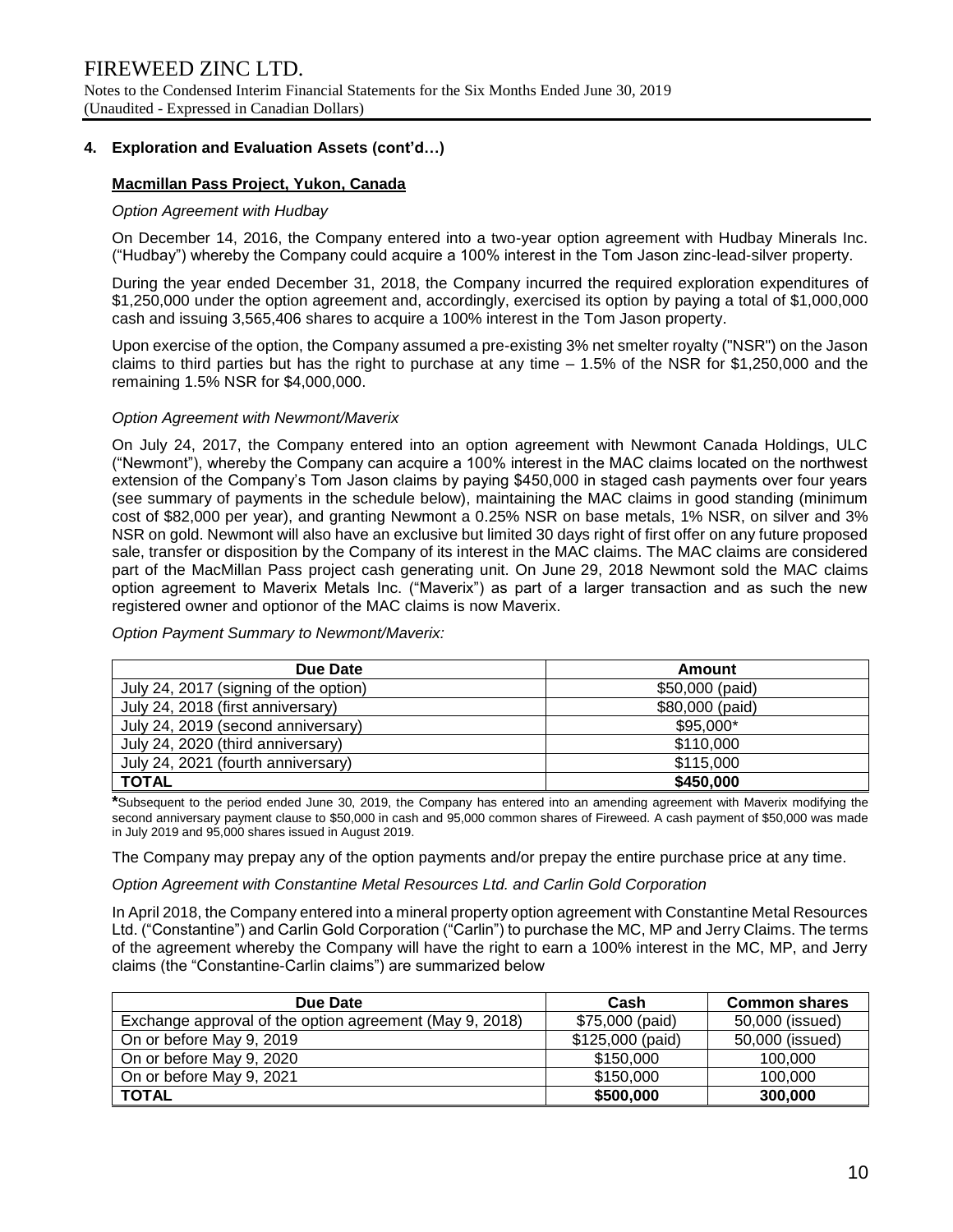## 4. Exploration and Evaluation Assets (cont'd…)

### Macmillan Pass Project, Yukon, Canada

*Option Agreement with Hudbay*

On December 14, 2016, the Company entered into a two-year option agreement with Hudbay Minerals Inc. ("Hudbay") whereby the Company could acquire a 100% interest in the Tom Jason zinc-lead-silver property.

During the year ended December 31, 2018, the Company incurred the required exploration expenditures of $1,250,000 under the option agreement and, accordingly, exercised its option by paying a total of $1,000,000 cash and issuing 3,565,406 shares to acquire a 100% interest in the Tom Jason property.

Upon exercise of the option, the Company assumed a pre-existing 3% net smelter royalty ("NSR") on the Jason claims to third parties but has the right to purchase at any time – 1.5% of the NSR for $1,250,000 and the remaining 1.5% NSR for $4,000,000.

*Option Agreement with Newmont/Maverix*

On July 24, 2017, the Company entered into an option agreement with Newmont Canada Holdings, ULC ("Newmont"), whereby the Company can acquire a 100% interest in the MAC claims located on the northwest extension of the Company's Tom Jason claims by paying $450,000 in staged cash payments over four years (see summary of payments in the schedule below), maintaining the MAC claims in good standing (minimum cost of $82,000 per year), and granting Newmont a 0.25% NSR on base metals, 1% NSR, on silver and 3% NSR on gold. Newmont will also have an exclusive but limited 30 days right of first offer on any future proposed sale, transfer or disposition by the Company of its interest in the MAC claims. The MAC claims are considered part of the MacMillan Pass project cash generating unit. On June 29, 2018 Newmont sold the MAC claims option agreement to Maverix Metals Inc. ("Maverix") as part of a larger transaction and as such the new registered owner and optionor of the MAC claims is now Maverix.

*Option Payment Summary to Newmont/Maverix:*

| Due Date | Amount |
|---|---|
| July 24, 2017 (signing of the option) | $50,000 (paid) |
| July 24, 2018 (first anniversary) | $80,000 (paid) |
| July 24, 2019 (second anniversary) | $95,000* |
| July 24, 2020 (third anniversary) | $110,000 |
| July 24, 2021 (fourth anniversary) | $115,000 |
| **TOTAL** | **$450,000** |

**\***Subsequent to the period ended June 30, 2019, the Company has entered into an amending agreement with Maverix modifying the second anniversary payment clause to $50,000 in cash and 95,000 common shares of Fireweed. A cash payment of $50,000 was made in July 2019 and 95,000 shares issued in August 2019.

The Company may prepay any of the option payments and/or prepay the entire purchase price at any time.

*Option Agreement with Constantine Metal Resources Ltd. and Carlin Gold Corporation*

In April 2018, the Company entered into a mineral property option agreement with Constantine Metal Resources Ltd. ("Constantine") and Carlin Gold Corporation ("Carlin") to purchase the MC, MP and Jerry Claims. The terms of the agreement whereby the Company will have the right to earn a 100% interest in the MC, MP, and Jerry claims (the "Constantine-Carlin claims") are summarized below

| Due Date | Cash | Common shares |
|---|---|---|
| Exchange approval of the option agreement (May 9, 2018) | $75,000 (paid) | 50,000 (issued) |
| On or before May 9, 2019 | $125,000 (paid) | 50,000 (issued) |
| On or before May 9, 2020 | $150,000 | 100,000 |
| On or before May 9, 2021 | $150,000 | 100,000 |
| **TOTAL** | **$500,000** | **300,000** |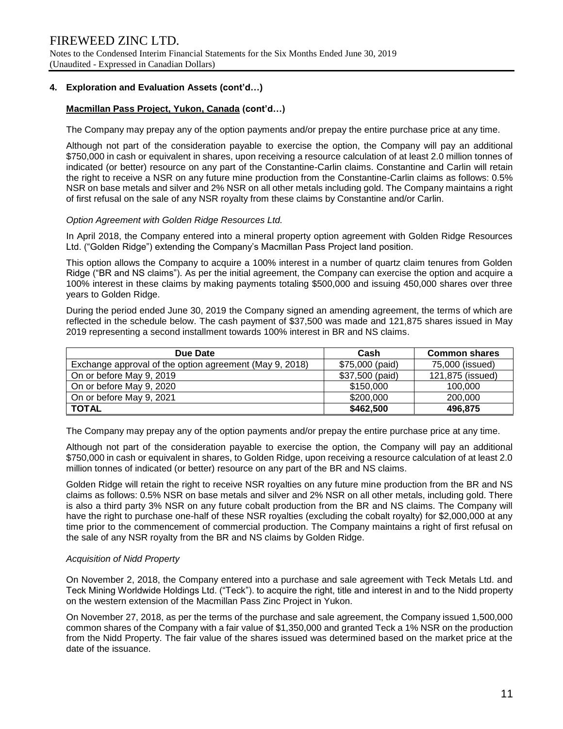## 4. Exploration and Evaluation Assets (cont'd…)

### Macmillan Pass Project, Yukon, Canada (cont'd…)

The Company may prepay any of the option payments and/or prepay the entire purchase price at any time.

Although not part of the consideration payable to exercise the option, the Company will pay an additional $750,000 in cash or equivalent in shares, upon receiving a resource calculation of at least 2.0 million tonnes of indicated (or better) resource on any part of the Constantine-Carlin claims. Constantine and Carlin will retain the right to receive a NSR on any future mine production from the Constantine-Carlin claims as follows: 0.5% NSR on base metals and silver and 2% NSR on all other metals including gold. The Company maintains a right of first refusal on the sale of any NSR royalty from these claims by Constantine and/or Carlin.

*Option Agreement with Golden Ridge Resources Ltd.*

In April 2018, the Company entered into a mineral property option agreement with Golden Ridge Resources Ltd. ("Golden Ridge") extending the Company's Macmillan Pass Project land position.

This option allows the Company to acquire a 100% interest in a number of quartz claim tenures from Golden Ridge ("BR and NS claims"). As per the initial agreement, the Company can exercise the option and acquire a 100% interest in these claims by making payments totaling $500,000 and issuing 450,000 shares over three years to Golden Ridge.

During the period ended June 30, 2019 the Company signed an amending agreement, the terms of which are reflected in the schedule below. The cash payment of $37,500 was made and 121,875 shares issued in May 2019 representing a second installment towards 100% interest in BR and NS claims.

| Due Date | Cash | Common shares |
|---|---|---|
| Exchange approval of the option agreement (May 9, 2018) | $75,000 (paid) | 75,000 (issued) |
| On or before May 9, 2019 | $37,500 (paid) | 121,875 (issued) |
| On or before May 9, 2020 | $150,000 | 100,000 |
| On or before May 9, 2021 | $200,000 | 200,000 |
| **TOTAL** | **$462,500** | **496,875** |

The Company may prepay any of the option payments and/or prepay the entire purchase price at any time.

Although not part of the consideration payable to exercise the option, the Company will pay an additional $750,000 in cash or equivalent in shares, to Golden Ridge, upon receiving a resource calculation of at least 2.0 million tonnes of indicated (or better) resource on any part of the BR and NS claims.

Golden Ridge will retain the right to receive NSR royalties on any future mine production from the BR and NS claims as follows: 0.5% NSR on base metals and silver and 2% NSR on all other metals, including gold. There is also a third party 3% NSR on any future cobalt production from the BR and NS claims. The Company will have the right to purchase one-half of these NSR royalties (excluding the cobalt royalty) for $2,000,000 at any time prior to the commencement of commercial production. The Company maintains a right of first refusal on the sale of any NSR royalty from the BR and NS claims by Golden Ridge.

*Acquisition of Nidd Property*

On November 2, 2018, the Company entered into a purchase and sale agreement with Teck Metals Ltd. and Teck Mining Worldwide Holdings Ltd. ("Teck"). to acquire the right, title and interest in and to the Nidd property on the western extension of the Macmillan Pass Zinc Project in Yukon.

On November 27, 2018, as per the terms of the purchase and sale agreement, the Company issued 1,500,000 common shares of the Company with a fair value of $1,350,000 and granted Teck a 1% NSR on the production from the Nidd Property. The fair value of the shares issued was determined based on the market price at the date of the issuance.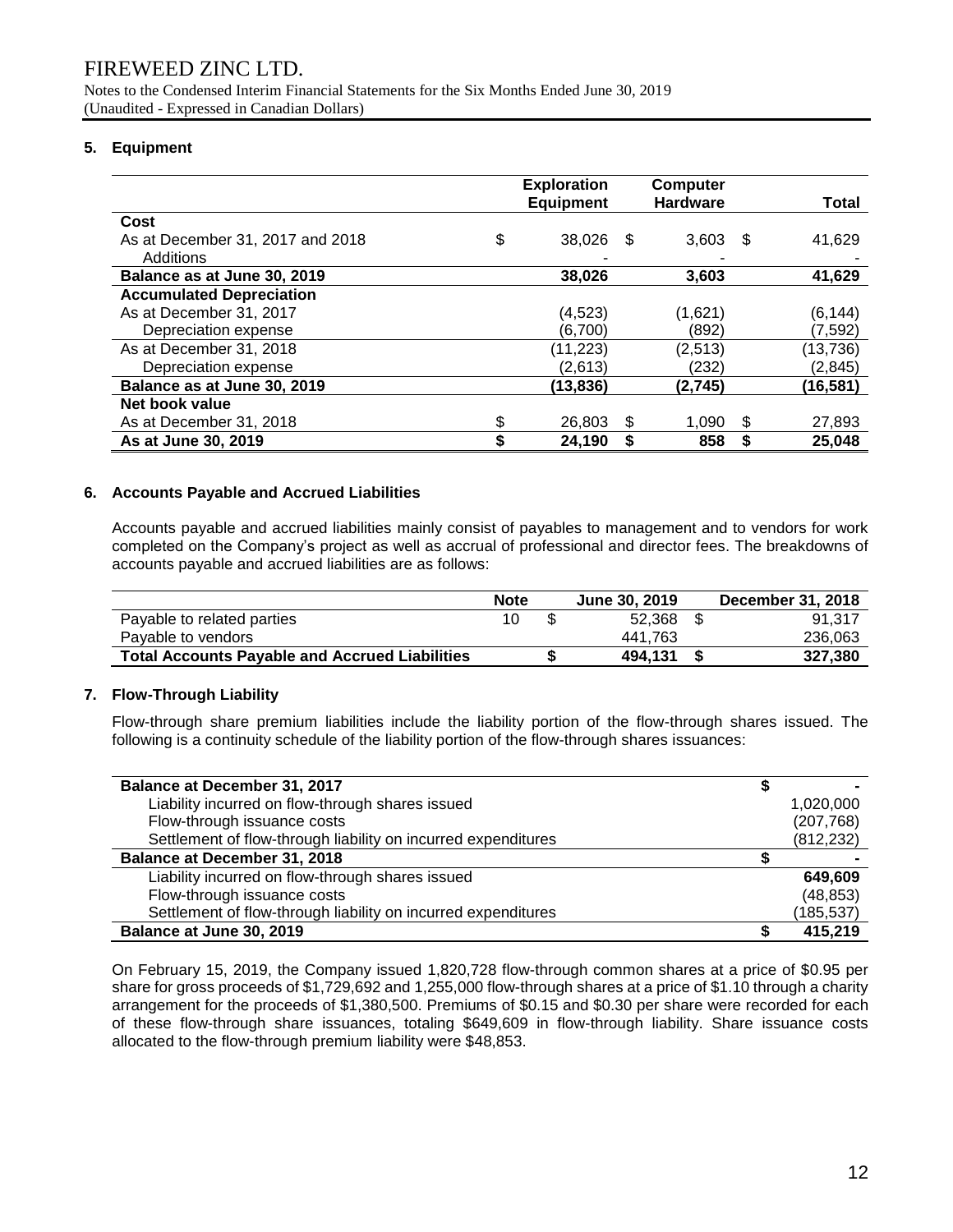FIREWEED ZINC LTD.

Notes to the Condensed Interim Financial Statements for the Six Months Ended June 30, 2019
(Unaudited - Expressed in Canadian Dollars)

## 5. Equipment

| | Exploration Equipment | Computer Hardware | Total |
|---|---|---|---|
| **Cost** | | | |
| As at December 31, 2017 and 2018 | $ 38,026 | $ 3,603 | $ 41,629 |
| Additions | - | - | - |
| **Balance as at June 30, 2019** | **38,026** | **3,603** | **41,629** |
| **Accumulated Depreciation** | | | |
| As at December 31, 2017 | (4,523) | (1,621) | (6,144) |
| Depreciation expense | (6,700) | (892) | (7,592) |
| As at December 31, 2018 | (11,223) | (2,513) | (13,736) |
| Depreciation expense | (2,613) | (232) | (2,845) |
| **Balance as at June 30, 2019** | **(13,836)** | **(2,745)** | **(16,581)** |
| **Net book value** | | | |
| As at December 31, 2018 | $ 26,803 | $ 1,090 | $ 27,893 |
| **As at June 30, 2019** | **$ 24,190** | **$ 858** | **$ 25,048** |

## 6. Accounts Payable and Accrued Liabilities

Accounts payable and accrued liabilities mainly consist of payables to management and to vendors for work completed on the Company's project as well as accrual of professional and director fees. The breakdowns of accounts payable and accrued liabilities are as follows:

| | Note | June 30, 2019 | December 31, 2018 |
|---|---|---|---|
| Payable to related parties | 10 | $ 52,368 | $ 91,317 |
| Payable to vendors | | 441,763 | 236,063 |
| **Total Accounts Payable and Accrued Liabilities** | | **$ 494,131** | **$ 327,380** |

## 7. Flow-Through Liability

Flow-through share premium liabilities include the liability portion of the flow-through shares issued. The following is a continuity schedule of the liability portion of the flow-through shares issuances:

| | |
|---|---|
| **Balance at December 31, 2017** | $ - |
| Liability incurred on flow-through shares issued | 1,020,000 |
| Flow-through issuance costs | (207,768) |
| Settlement of flow-through liability on incurred expenditures | (812,232) |
| **Balance at December 31, 2018** | $ - |
| Liability incurred on flow-through shares issued | **649,609** |
| Flow-through issuance costs | (48,853) |
| Settlement of flow-through liability on incurred expenditures | (185,537) |
| **Balance at June 30, 2019** | **$ 415,219** |

On February 15, 2019, the Company issued 1,820,728 flow-through common shares at a price of $0.95 per share for gross proceeds of $1,729,692 and 1,255,000 flow-through shares at a price of $1.10 through a charity arrangement for the proceeds of $1,380,500. Premiums of $0.15 and $0.30 per share were recorded for each of these flow-through share issuances, totaling $649,609 in flow-through liability. Share issuance costs allocated to the flow-through premium liability were $48,853.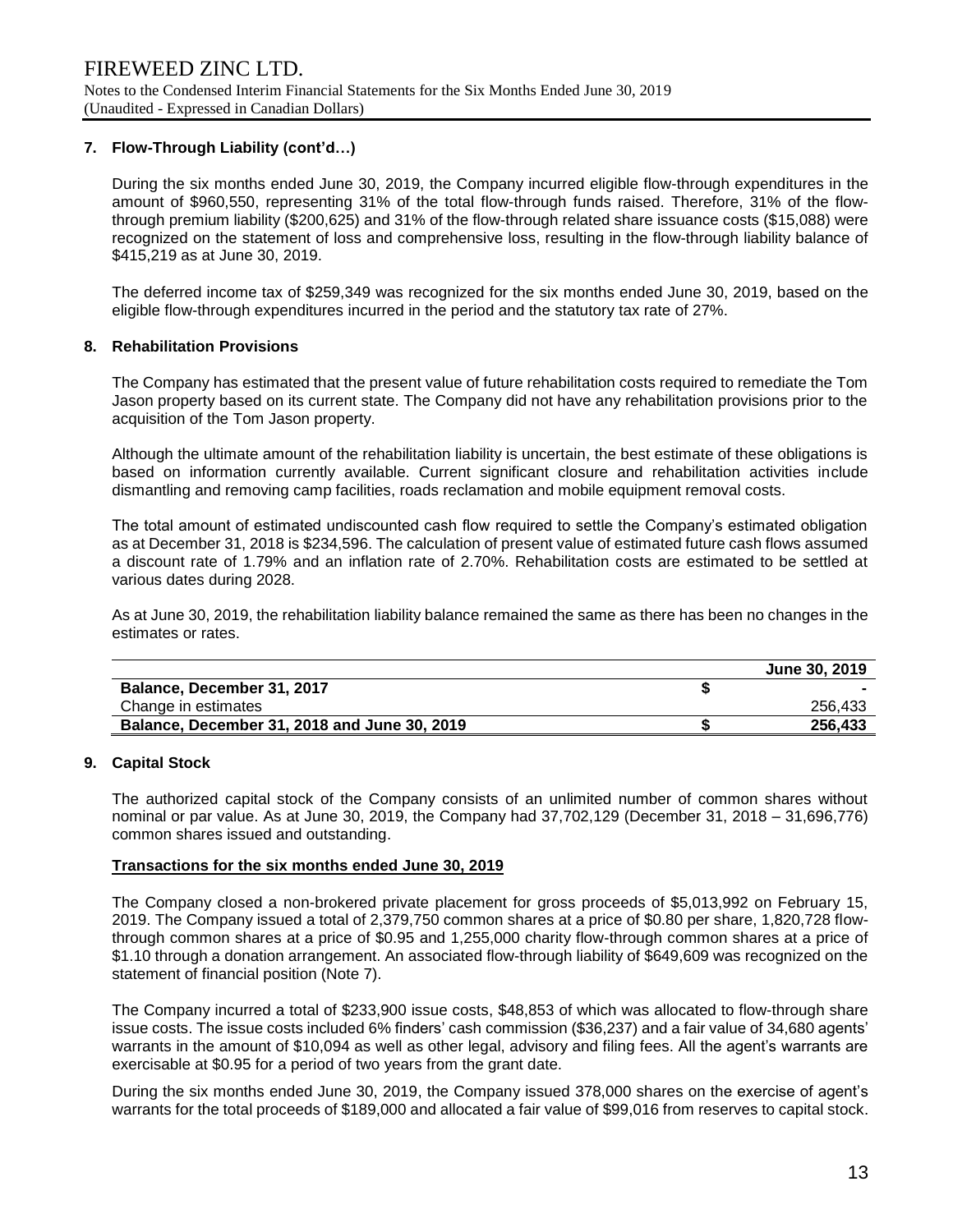## 7. Flow-Through Liability (cont'd…)

During the six months ended June 30, 2019, the Company incurred eligible flow-through expenditures in the amount of $960,550, representing 31% of the total flow-through funds raised. Therefore, 31% of the flow-through premium liability ($200,625) and 31% of the flow-through related share issuance costs ($15,088) were recognized on the statement of loss and comprehensive loss, resulting in the flow-through liability balance of $415,219 as at June 30, 2019.

The deferred income tax of $259,349 was recognized for the six months ended June 30, 2019, based on the eligible flow-through expenditures incurred in the period and the statutory tax rate of 27%.

## 8. Rehabilitation Provisions

The Company has estimated that the present value of future rehabilitation costs required to remediate the Tom Jason property based on its current state. The Company did not have any rehabilitation provisions prior to the acquisition of the Tom Jason property.

Although the ultimate amount of the rehabilitation liability is uncertain, the best estimate of these obligations is based on information currently available. Current significant closure and rehabilitation activities include dismantling and removing camp facilities, roads reclamation and mobile equipment removal costs.

The total amount of estimated undiscounted cash flow required to settle the Company's estimated obligation as at December 31, 2018 is $234,596. The calculation of present value of estimated future cash flows assumed a discount rate of 1.79% and an inflation rate of 2.70%. Rehabilitation costs are estimated to be settled at various dates during 2028.

As at June 30, 2019, the rehabilitation liability balance remained the same as there has been no changes in the estimates or rates.

| | | June 30, 2019 |
|---|---|---|
| **Balance, December 31, 2017** | **$** | **-** |
| Change in estimates | | 256,433 |
| **Balance, December 31, 2018 and June 30, 2019** | **$** | **256,433** |

## 9. Capital Stock

The authorized capital stock of the Company consists of an unlimited number of common shares without nominal or par value. As at June 30, 2019, the Company had 37,702,129 (December 31, 2018 – 31,696,776) common shares issued and outstanding.

**Transactions for the six months ended June 30, 2019**

The Company closed a non-brokered private placement for gross proceeds of $5,013,992 on February 15, 2019. The Company issued a total of 2,379,750 common shares at a price of $0.80 per share, 1,820,728 flow-through common shares at a price of $0.95 and 1,255,000 charity flow-through common shares at a price of $1.10 through a donation arrangement. An associated flow-through liability of $649,609 was recognized on the statement of financial position (Note 7).

The Company incurred a total of $233,900 issue costs, $48,853 of which was allocated to flow-through share issue costs. The issue costs included 6% finders' cash commission ($36,237) and a fair value of 34,680 agents' warrants in the amount of $10,094 as well as other legal, advisory and filing fees. All the agent's warrants are exercisable at $0.95 for a period of two years from the grant date.

During the six months ended June 30, 2019, the Company issued 378,000 shares on the exercise of agent's warrants for the total proceeds of $189,000 and allocated a fair value of $99,016 from reserves to capital stock.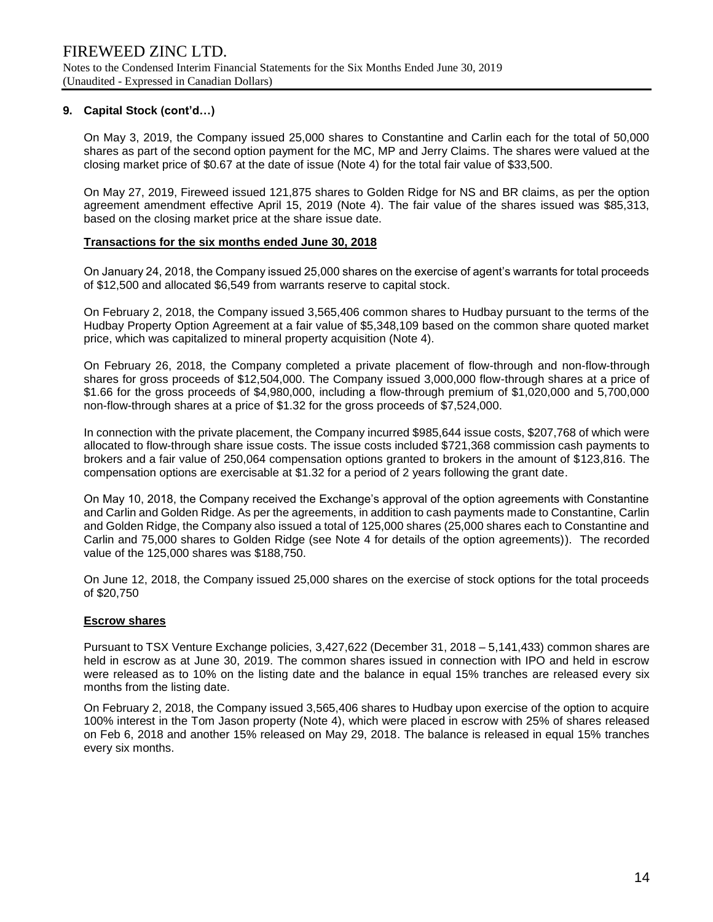## 9. Capital Stock (cont'd…)

On May 3, 2019, the Company issued 25,000 shares to Constantine and Carlin each for the total of 50,000 shares as part of the second option payment for the MC, MP and Jerry Claims. The shares were valued at the closing market price of $0.67 at the date of issue (Note 4) for the total fair value of $33,500.

On May 27, 2019, Fireweed issued 121,875 shares to Golden Ridge for NS and BR claims, as per the option agreement amendment effective April 15, 2019 (Note 4). The fair value of the shares issued was $85,313, based on the closing market price at the share issue date.

**Transactions for the six months ended June 30, 2018**

On January 24, 2018, the Company issued 25,000 shares on the exercise of agent's warrants for total proceeds of $12,500 and allocated $6,549 from warrants reserve to capital stock.

On February 2, 2018, the Company issued 3,565,406 common shares to Hudbay pursuant to the terms of the Hudbay Property Option Agreement at a fair value of $5,348,109 based on the common share quoted market price, which was capitalized to mineral property acquisition (Note 4).

On February 26, 2018, the Company completed a private placement of flow-through and non-flow-through shares for gross proceeds of $12,504,000. The Company issued 3,000,000 flow-through shares at a price of $1.66 for the gross proceeds of $4,980,000, including a flow-through premium of $1,020,000 and 5,700,000 non-flow-through shares at a price of $1.32 for the gross proceeds of $7,524,000.

In connection with the private placement, the Company incurred $985,644 issue costs, $207,768 of which were allocated to flow-through share issue costs. The issue costs included $721,368 commission cash payments to brokers and a fair value of 250,064 compensation options granted to brokers in the amount of $123,816. The compensation options are exercisable at $1.32 for a period of 2 years following the grant date.

On May 10, 2018, the Company received the Exchange's approval of the option agreements with Constantine and Carlin and Golden Ridge. As per the agreements, in addition to cash payments made to Constantine, Carlin and Golden Ridge, the Company also issued a total of 125,000 shares (25,000 shares each to Constantine and Carlin and 75,000 shares to Golden Ridge (see Note 4 for details of the option agreements)). The recorded value of the 125,000 shares was $188,750.

On June 12, 2018, the Company issued 25,000 shares on the exercise of stock options for the total proceeds of $20,750

**Escrow shares**

Pursuant to TSX Venture Exchange policies, 3,427,622 (December 31, 2018 – 5,141,433) common shares are held in escrow as at June 30, 2019. The common shares issued in connection with IPO and held in escrow were released as to 10% on the listing date and the balance in equal 15% tranches are released every six months from the listing date.

On February 2, 2018, the Company issued 3,565,406 shares to Hudbay upon exercise of the option to acquire 100% interest in the Tom Jason property (Note 4), which were placed in escrow with 25% of shares released on Feb 6, 2018 and another 15% released on May 29, 2018. The balance is released in equal 15% tranches every six months.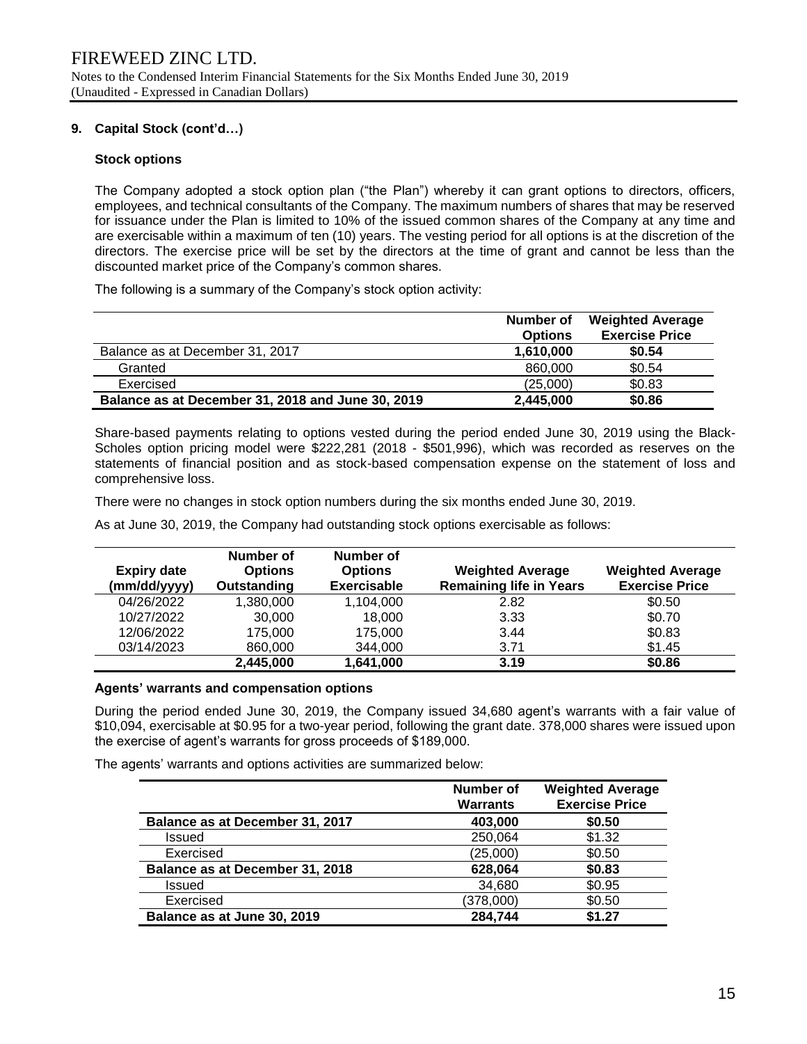## 9. Capital Stock (cont'd…)

### Stock options

The Company adopted a stock option plan ("the Plan") whereby it can grant options to directors, officers, employees, and technical consultants of the Company. The maximum numbers of shares that may be reserved for issuance under the Plan is limited to 10% of the issued common shares of the Company at any time and are exercisable within a maximum of ten (10) years. The vesting period for all options is at the discretion of the directors. The exercise price will be set by the directors at the time of grant and cannot be less than the discounted market price of the Company's common shares.

The following is a summary of the Company's stock option activity:

| | Number of Options | Weighted Average Exercise Price |
|---|---|---|
| Balance as at December 31, 2017 | **1,610,000** | **$0.54** |
| Granted | 860,000 | $0.54 |
| Exercised | (25,000) | $0.83 |
| **Balance as at December 31, 2018 and June 30, 2019** | **2,445,000** | **$0.86** |

Share-based payments relating to options vested during the period ended June 30, 2019 using the Black-Scholes option pricing model were $222,281 (2018 - $501,996), which was recorded as reserves on the statements of financial position and as stock-based compensation expense on the statement of loss and comprehensive loss.

There were no changes in stock option numbers during the six months ended June 30, 2019.

As at June 30, 2019, the Company had outstanding stock options exercisable as follows:

| Expiry date (mm/dd/yyyy) | Number of Options Outstanding | Number of Options Exercisable | Weighted Average Remaining life in Years | Weighted Average Exercise Price |
|---|---|---|---|---|
| 04/26/2022 | 1,380,000 | 1,104,000 | 2.82 | $0.50 |
| 10/27/2022 | 30,000 | 18,000 | 3.33 | $0.70 |
| 12/06/2022 | 175,000 | 175,000 | 3.44 | $0.83 |
| 03/14/2023 | 860,000 | 344,000 | 3.71 | $1.45 |
| | **2,445,000** | **1,641,000** | **3.19** | **$0.86** |

### Agents' warrants and compensation options

During the period ended June 30, 2019, the Company issued 34,680 agent's warrants with a fair value of $10,094, exercisable at $0.95 for a two-year period, following the grant date. 378,000 shares were issued upon the exercise of agent's warrants for gross proceeds of $189,000.

The agents' warrants and options activities are summarized below:

| | Number of Warrants | Weighted Average Exercise Price |
|---|---|---|
| **Balance as at December 31, 2017** | **403,000** | **$0.50** |
| Issued | 250,064 | $1.32 |
| Exercised | (25,000) | $0.50 |
| **Balance as at December 31, 2018** | **628,064** | **$0.83** |
| Issued | 34,680 | $0.95 |
| Exercised | (378,000) | $0.50 |
| **Balance as at June 30, 2019** | **284,744** | **$1.27** |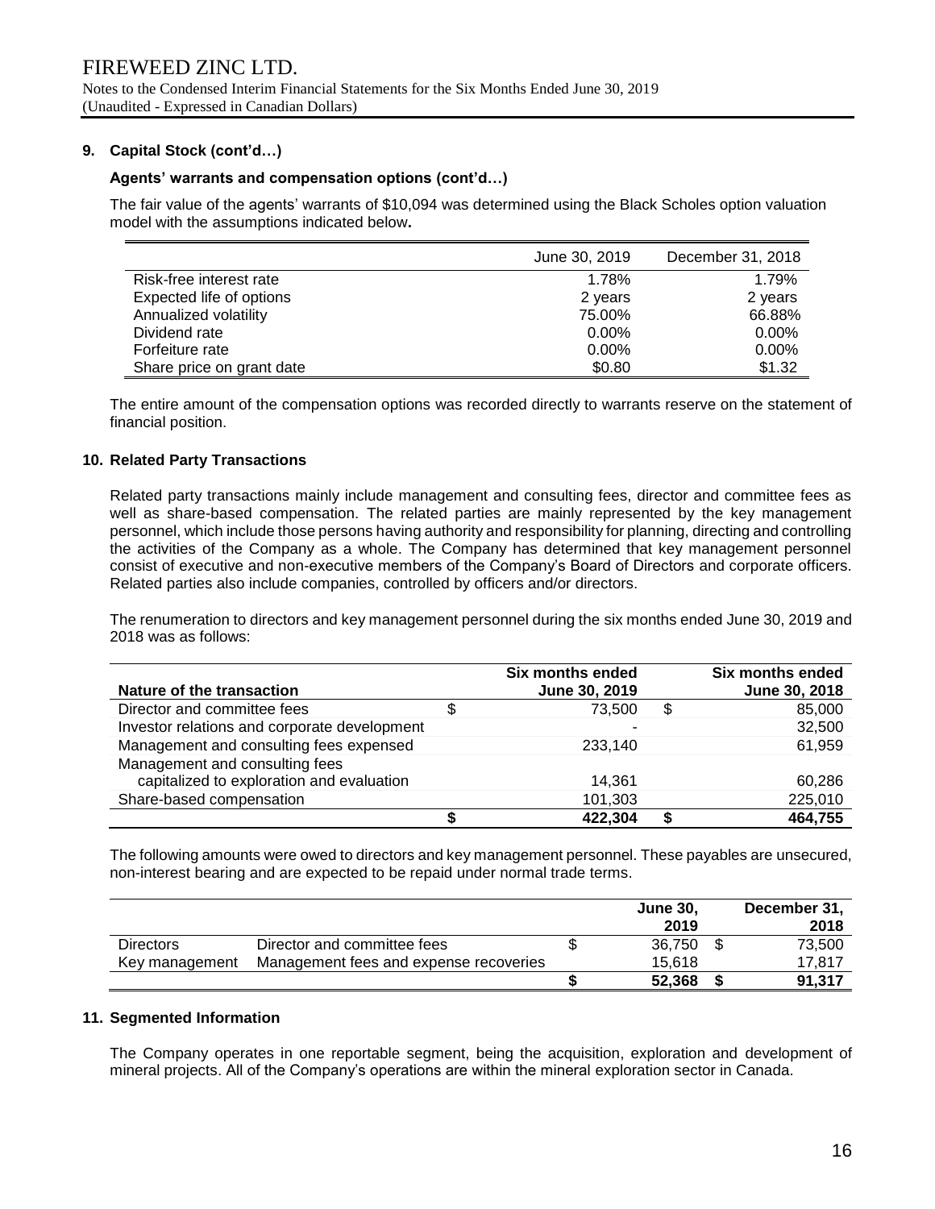## 9. Capital Stock (cont'd…)

### Agents' warrants and compensation options (cont'd…)

The fair value of the agents' warrants of $10,094 was determined using the Black Scholes option valuation model with the assumptions indicated below**.**

| | June 30, 2019 | December 31, 2018 |
|---|---|---|
| Risk-free interest rate | 1.78% | 1.79% |
| Expected life of options | 2 years | 2 years |
| Annualized volatility | 75.00% | 66.88% |
| Dividend rate | 0.00% | 0.00% |
| Forfeiture rate | 0.00% | 0.00% |
| Share price on grant date | $0.80 | $1.32 |

The entire amount of the compensation options was recorded directly to warrants reserve on the statement of financial position.

## 10. Related Party Transactions

Related party transactions mainly include management and consulting fees, director and committee fees as well as share-based compensation. The related parties are mainly represented by the key management personnel, which include those persons having authority and responsibility for planning, directing and controlling the activities of the Company as a whole. The Company has determined that key management personnel consist of executive and non-executive members of the Company's Board of Directors and corporate officers. Related parties also include companies, controlled by officers and/or directors.

The renumeration to directors and key management personnel during the six months ended June 30, 2019 and 2018 was as follows:

| **Nature of the transaction** | **Six months ended June 30, 2019** | **Six months ended June 30, 2018** |
|---|---|---|
| Director and committee fees | $ 73,500 | $ 85,000 |
| Investor relations and corporate development | - | 32,500 |
| Management and consulting fees expensed | 233,140 | 61,959 |
| Management and consulting fees capitalized to exploration and evaluation | 14,361 | 60,286 |
| Share-based compensation | 101,303 | 225,010 |
| | **$ 422,304** | **$ 464,755** |

The following amounts were owed to directors and key management personnel. These payables are unsecured, non-interest bearing and are expected to be repaid under normal trade terms.

| | | **June 30, 2019** | **December 31, 2018** |
|---|---|---|---|
| Directors | Director and committee fees | $ 36,750 | $ 73,500 |
| Key management | Management fees and expense recoveries | 15,618 | 17,817 |
| | | **$ 52,368** | **$ 91,317** |

## 11. Segmented Information

The Company operates in one reportable segment, being the acquisition, exploration and development of mineral projects. All of the Company's operations are within the mineral exploration sector in Canada.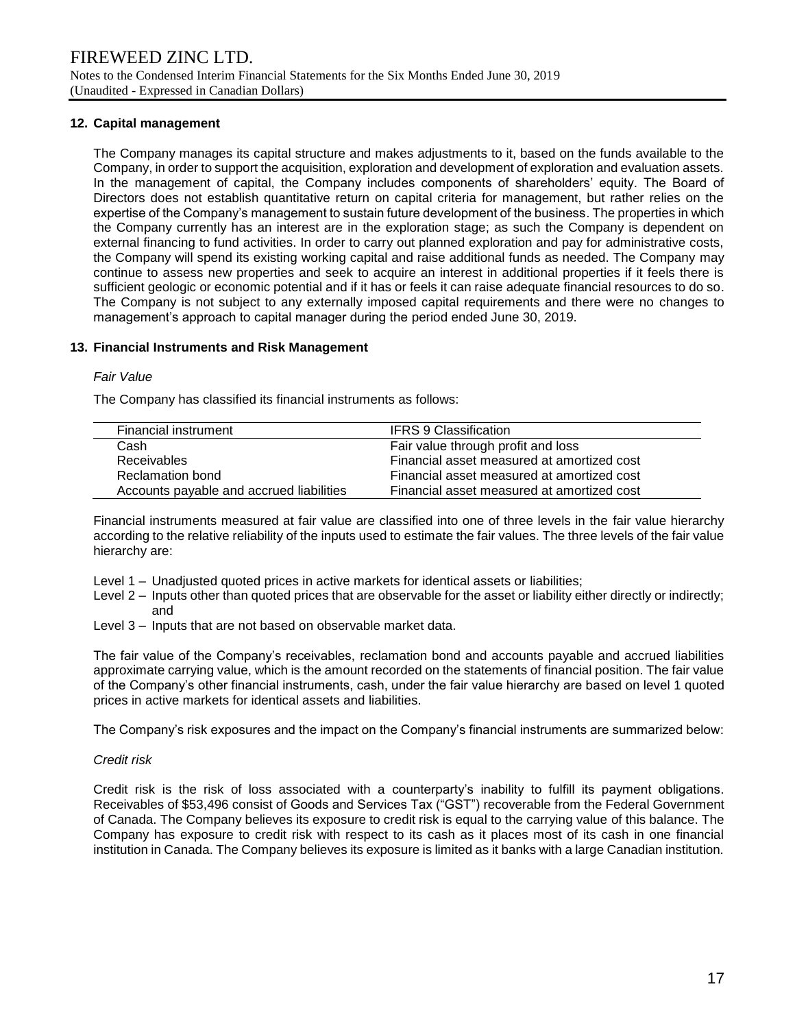## 12. Capital management

The Company manages its capital structure and makes adjustments to it, based on the funds available to the Company, in order to support the acquisition, exploration and development of exploration and evaluation assets. In the management of capital, the Company includes components of shareholders' equity. The Board of Directors does not establish quantitative return on capital criteria for management, but rather relies on the expertise of the Company's management to sustain future development of the business. The properties in which the Company currently has an interest are in the exploration stage; as such the Company is dependent on external financing to fund activities. In order to carry out planned exploration and pay for administrative costs, the Company will spend its existing working capital and raise additional funds as needed. The Company may continue to assess new properties and seek to acquire an interest in additional properties if it feels there is sufficient geologic or economic potential and if it has or feels it can raise adequate financial resources to do so. The Company is not subject to any externally imposed capital requirements and there were no changes to management's approach to capital manager during the period ended June 30, 2019.

## 13. Financial Instruments and Risk Management

*Fair Value*

The Company has classified its financial instruments as follows:

| Financial instrument | IFRS 9 Classification |
|---|---|
| Cash | Fair value through profit and loss |
| Receivables | Financial asset measured at amortized cost |
| Reclamation bond | Financial asset measured at amortized cost |
| Accounts payable and accrued liabilities | Financial asset measured at amortized cost |

Financial instruments measured at fair value are classified into one of three levels in the fair value hierarchy according to the relative reliability of the inputs used to estimate the fair values. The three levels of the fair value hierarchy are:

- Level 1 – Unadjusted quoted prices in active markets for identical assets or liabilities;
- Level 2 – Inputs other than quoted prices that are observable for the asset or liability either directly or indirectly; and
- Level 3 – Inputs that are not based on observable market data.

The fair value of the Company's receivables, reclamation bond and accounts payable and accrued liabilities approximate carrying value, which is the amount recorded on the statements of financial position. The fair value of the Company's other financial instruments, cash, under the fair value hierarchy are based on level 1 quoted prices in active markets for identical assets and liabilities.

The Company's risk exposures and the impact on the Company's financial instruments are summarized below:

*Credit risk*

Credit risk is the risk of loss associated with a counterparty's inability to fulfill its payment obligations. Receivables of $53,496 consist of Goods and Services Tax ("GST") recoverable from the Federal Government of Canada. The Company believes its exposure to credit risk is equal to the carrying value of this balance. The Company has exposure to credit risk with respect to its cash as it places most of its cash in one financial institution in Canada. The Company believes its exposure is limited as it banks with a large Canadian institution.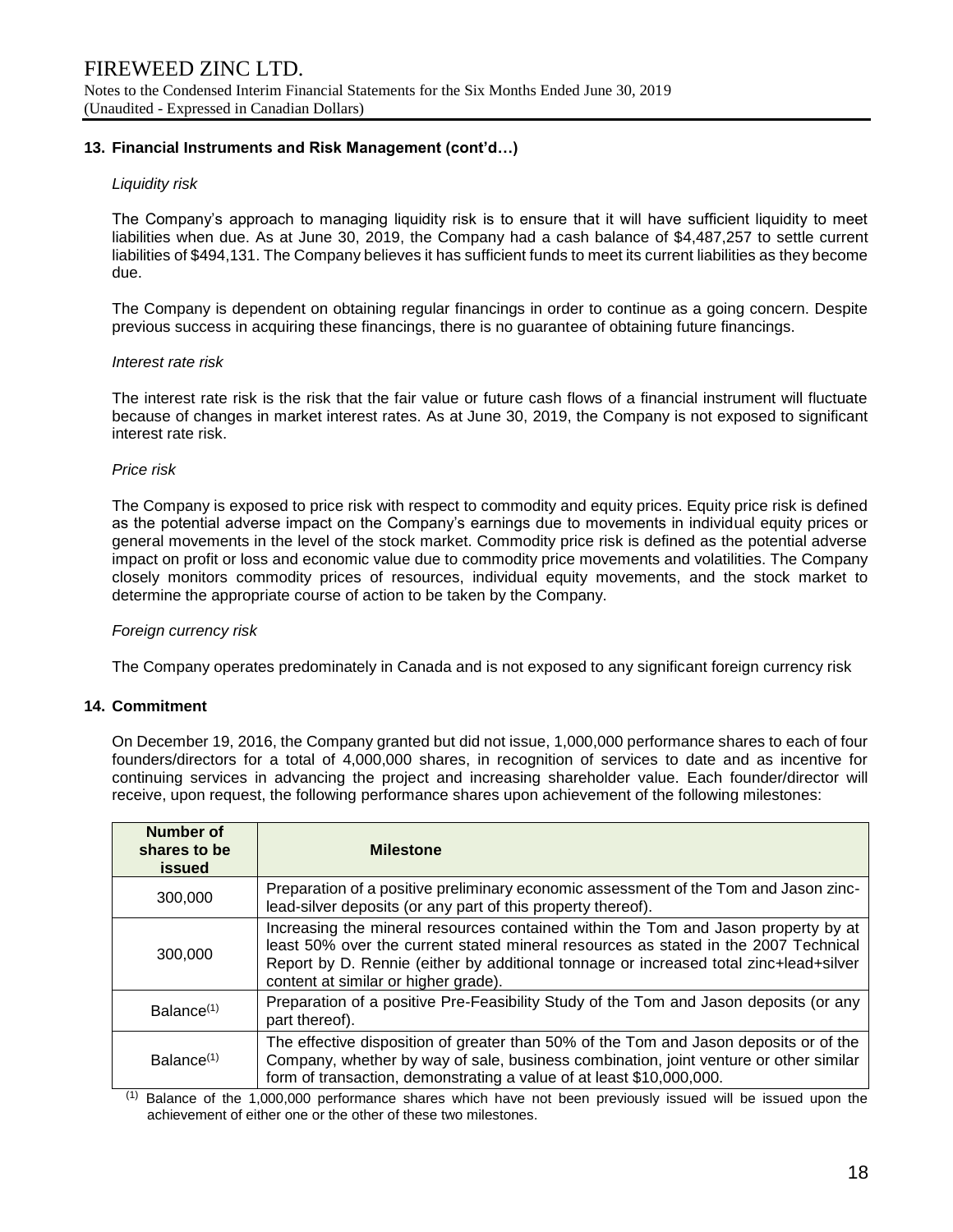## 13. Financial Instruments and Risk Management (cont'd…)

*Liquidity risk*

The Company's approach to managing liquidity risk is to ensure that it will have sufficient liquidity to meet liabilities when due. As at June 30, 2019, the Company had a cash balance of $4,487,257 to settle current liabilities of $494,131. The Company believes it has sufficient funds to meet its current liabilities as they become due.

The Company is dependent on obtaining regular financings in order to continue as a going concern. Despite previous success in acquiring these financings, there is no guarantee of obtaining future financings.

*Interest rate risk*

The interest rate risk is the risk that the fair value or future cash flows of a financial instrument will fluctuate because of changes in market interest rates. As at June 30, 2019, the Company is not exposed to significant interest rate risk.

*Price risk*

The Company is exposed to price risk with respect to commodity and equity prices. Equity price risk is defined as the potential adverse impact on the Company's earnings due to movements in individual equity prices or general movements in the level of the stock market. Commodity price risk is defined as the potential adverse impact on profit or loss and economic value due to commodity price movements and volatilities. The Company closely monitors commodity prices of resources, individual equity movements, and the stock market to determine the appropriate course of action to be taken by the Company.

*Foreign currency risk*

The Company operates predominately in Canada and is not exposed to any significant foreign currency risk

## 14. Commitment

On December 19, 2016, the Company granted but did not issue, 1,000,000 performance shares to each of four founders/directors for a total of 4,000,000 shares, in recognition of services to date and as incentive for continuing services in advancing the project and increasing shareholder value. Each founder/director will receive, upon request, the following performance shares upon achievement of the following milestones:

| Number of shares to be issued | Milestone |
|---|---|
| 300,000 | Preparation of a positive preliminary economic assessment of the Tom and Jason zinc-lead-silver deposits (or any part of this property thereof). |
| 300,000 | Increasing the mineral resources contained within the Tom and Jason property by at least 50% over the current stated mineral resources as stated in the 2007 Technical Report by D. Rennie (either by additional tonnage or increased total zinc+lead+silver content at similar or higher grade). |
| Balance[(1)] | Preparation of a positive Pre-Feasibility Study of the Tom and Jason deposits (or any part thereof). |
| Balance[(1)] | The effective disposition of greater than 50% of the Tom and Jason deposits or of the Company, whether by way of sale, business combination, joint venture or other similar form of transaction, demonstrating a value of at least $10,000,000. |

[(1)] Balance of the 1,000,000 performance shares which have not been previously issued will be issued upon the achievement of either one or the other of these two milestones.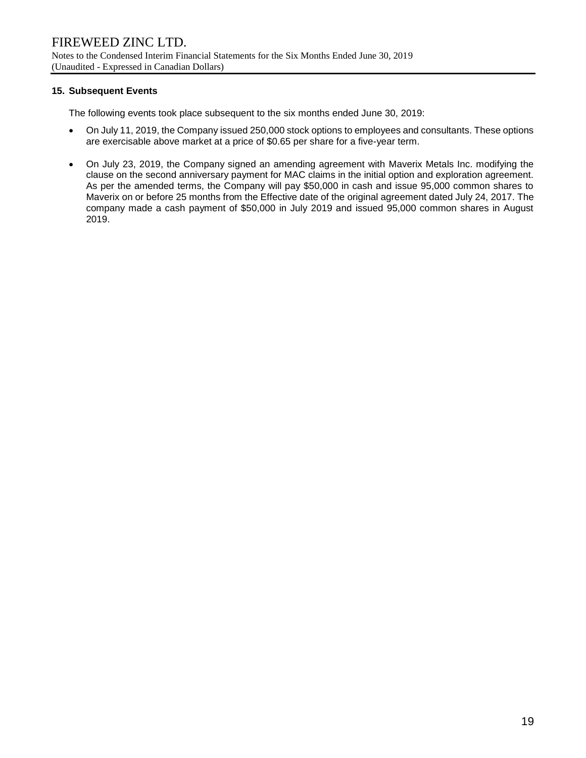## 15. Subsequent Events

The following events took place subsequent to the six months ended June 30, 2019:

- On July 11, 2019, the Company issued 250,000 stock options to employees and consultants. These options are exercisable above market at a price of $0.65 per share for a five-year term.
- On July 23, 2019, the Company signed an amending agreement with Maverix Metals Inc. modifying the clause on the second anniversary payment for MAC claims in the initial option and exploration agreement. As per the amended terms, the Company will pay $50,000 in cash and issue 95,000 common shares to Maverix on or before 25 months from the Effective date of the original agreement dated July 24, 2017. The company made a cash payment of $50,000 in July 2019 and issued 95,000 common shares in August 2019.